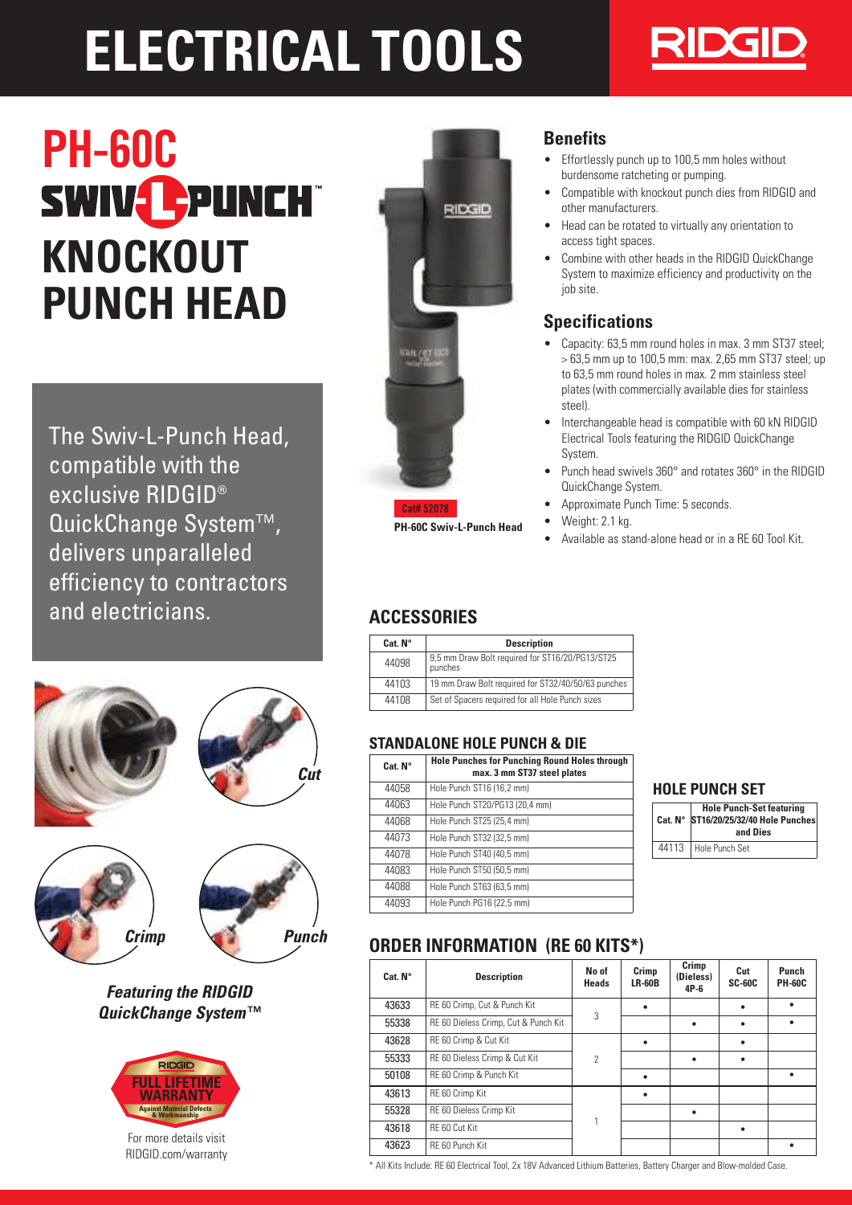# ELECTRICAL TOOLS

# PH-60C SWIV-L-PUNCH™ KNOCKOUT PUNCH HEAD

The Swiv-L-Punch Head, compatible with the exclusive RIDGID® QuickChange System™, delivers unparalleled efficiency to contractors and electricians.

*Cut*

*Crimp*

*Punch*

***Featuring the RIDGID QuickChange System™***

RIDGID FULL LIFETIME WARRANTY Against Material Defects & Workmanship

For more details visit RIDGID.com/warranty

Cat# 52078

**PH-60C Swiv-L-Punch Head**

## Benefits

- Effortlessly punch up to 100,5 mm holes without burdensome ratcheting or pumping.
- Compatible with knockout punch dies from RIDGID and other manufacturers.
- Head can be rotated to virtually any orientation to access tight spaces.
- Combine with other heads in the RIDGID QuickChange System to maximize efficiency and productivity on the job site.

## Specifications

- Capacity: 63,5 mm round holes in max. 3 mm ST37 steel; > 63,5 mm up to 100,5 mm: max. 2,65 mm ST37 steel; up to 63,5 mm round holes in max. 2 mm stainless steel plates (with commercially available dies for stainless steel).
- Interchangeable head is compatible with 60 kN RIDGID Electrical Tools featuring the RIDGID QuickChange System.
- Punch head swivels 360° and rotates 360° in the RIDGID QuickChange System.
- Approximate Punch Time: 5 seconds.
- Weight: 2.1 kg.
- Available as stand-alone head or in a RE 60 Tool Kit.

## ACCESSORIES

| Cat. N° | Description |
|---|---|
| 44098 | 9,5 mm Draw Bolt required for ST16/20/PG13/ST25 punches |
| 44103 | 19 mm Draw Bolt required for ST32/40/50/63 punches |
| 44108 | Set of Spacers required for all Hole Punch sizes |

### STANDALONE HOLE PUNCH & DIE

| Cat. N° | Hole Punches for Punching Round Holes through max. 3 mm ST37 steel plates |
|---|---|
| 44058 | Hole Punch ST16 (16,2 mm) |
| 44063 | Hole Punch ST20/PG13 (20,4 mm) |
| 44068 | Hole Punch ST25 (25,4 mm) |
| 44073 | Hole Punch ST32 (32,5 mm) |
| 44078 | Hole Punch ST40 (40,5 mm) |
| 44083 | Hole Punch ST50 (50,5 mm) |
| 44088 | Hole Punch ST63 (63,5 mm) |
| 44093 | Hole Punch PG16 (22,5 mm) |

### HOLE PUNCH SET

| Cat. N° | Hole Punch-Set featuring ST16/20/25/32/40 Hole Punches and Dies |
|---|---|
| 44113 | Hole Punch Set |

## ORDER INFORMATION (RE 60 KITS*)

| Cat. N° | Description | No of Heads | Crimp LR-60B | Crimp (Dieless) 4P-6 | Cut SC-60C | Punch PH-60C |
|---|---|---|---|---|---|---|
| 43633 | RE 60 Crimp, Cut & Punch Kit | 3 | • | | • | • |
| 55338 | RE 60 Dieless Crimp, Cut & Punch Kit | | | • | • | • |
| 43628 | RE 60 Crimp & Cut Kit | 2 | • | | • | |
| 55333 | RE 60 Dieless Crimp & Cut Kit | | | • | • | |
| 50108 | RE 60 Crimp & Punch Kit | | • | | | • |
| 43613 | RE 60 Crimp Kit | 1 | • | | | |
| 55328 | RE 60 Dieless Crimp Kit | | | • | | |
| 43618 | RE 60 Cut Kit | | | | • | |
| 43623 | RE 60 Punch Kit | | | | | • |

\* All Kits Include: RE 60 Electrical Tool, 2x 18V Advanced Lithium Batteries, Battery Charger and Blow-molded Case.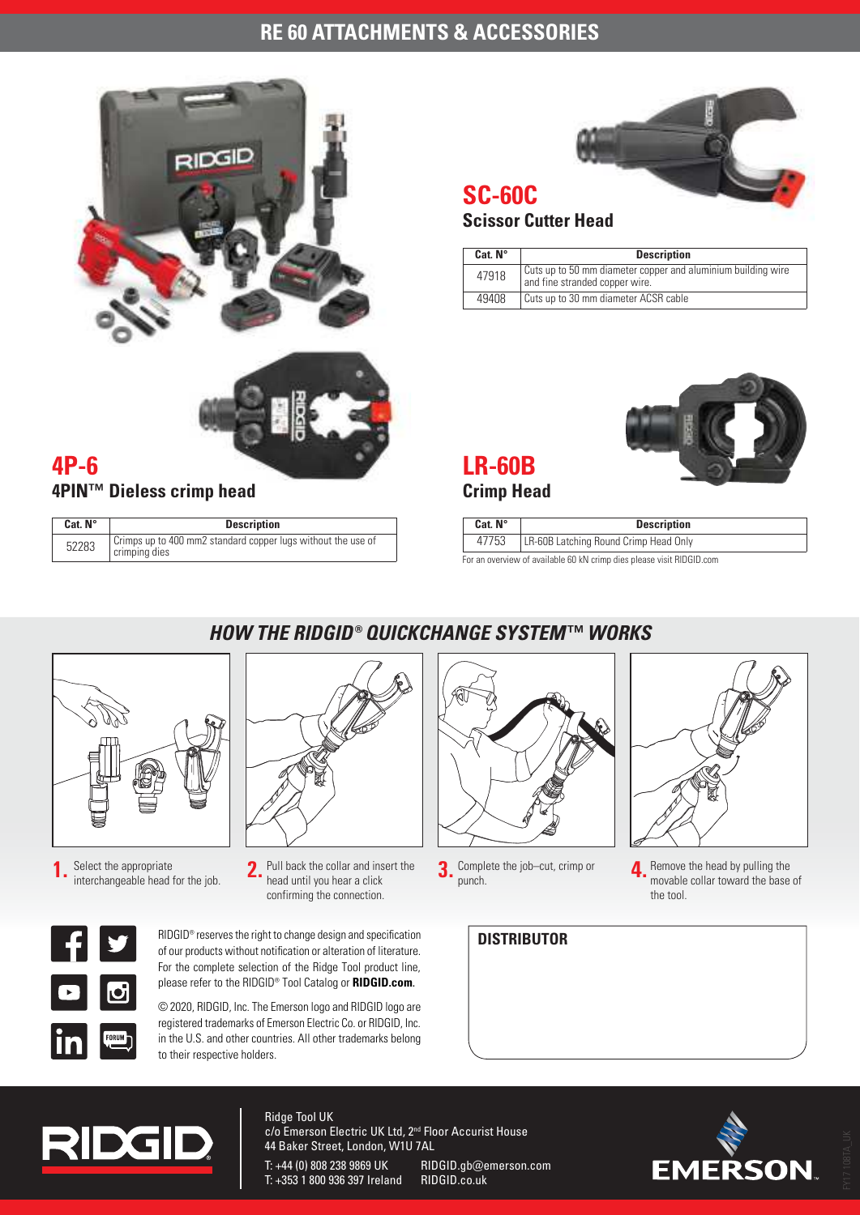# RE 60 ATTACHMENTS & ACCESSORIES

## SC-60C
### Scissor Cutter Head

| Cat. N° | Description |
|---|---|
| 47918 | Cuts up to 50 mm diameter copper and aluminium building wire and fine stranded copper wire. |
| 49408 | Cuts up to 30 mm diameter ACSR cable |

## 4P-6
### 4PIN™ Dieless crimp head

| Cat. N° | Description |
|---|---|
| 52283 | Crimps up to 400 mm2 standard copper lugs without the use of crimping dies |

## LR-60B
### Crimp Head

| Cat. N° | Description |
|---|---|
| 47753 | LR-60B Latching Round Crimp Head Only |

For an overview of available 60 kN crimp dies please visit RIDGID.com

## *HOW THE RIDGID® QUICKCHANGE SYSTEM™ WORKS*

1. Select the appropriate interchangeable head for the job.
2. Pull back the collar and insert the head until you hear a click confirming the connection.
3. Complete the job–cut, crimp or punch.
4. Remove the head by pulling the movable collar toward the base of the tool.

RIDGID® reserves the right to change design and specification of our products without notification or alteration of literature. For the complete selection of the Ridge Tool product line, please refer to the RIDGID® Tool Catalog or **RIDGID.com**.

© 2020, RIDGID, Inc. The Emerson logo and RIDGID logo are registered trademarks of Emerson Electric Co. or RIDGID, Inc. in the U.S. and other countries. All other trademarks belong to their respective holders.

**DISTRIBUTOR**

Ridge Tool UK
c/o Emerson Electric UK Ltd, 2nd Floor Accurist House
44 Baker Street, London, W1U 7AL
T: +44 (0) 808 238 9869 UK
T: +353 1 800 936 397 Ireland
RIDGID.gb@emerson.com
RIDGID.co.uk

FY17 108TA_UK